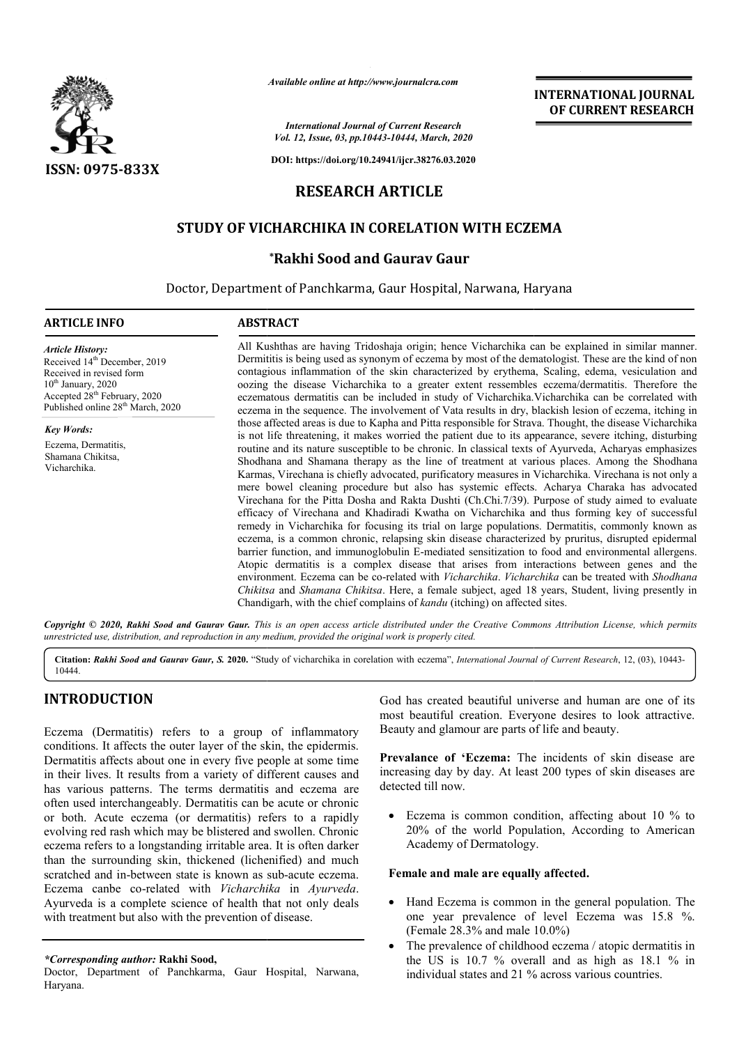# RESEARCH ARTICLE

## STUDY OF VICHARCHIKA IN CORELATION WITH ECZEMA

**\*Rakhi Sood and Gaurav Gaur**

Doctor, Department of Panchkarma, Gaur Hospital, Narwana, Haryana

### ARTICLE INFO

*Article History:*
Received 14th December, 2019
Received in revised form
10th January, 2020
Accepted 28th February, 2020
Published online 28th March, 2020

*Key Words:*
Eczema, Dermatitis,
Shamana Chikitsa,
Vicharchika.

### ABSTRACT

All Kushthas are having Tridoshaja origin; hence Vicharchika can be explained in similar manner. Dermititis is being used as synonym of eczema by most of the dematologist. These are the kind of non contagious inflammation of the skin characterized by erythema, Scaling, edema, vesiculation and oozing the disease Vicharchika to a greater extent ressembles eczema/dermatitis. Therefore the eczematous dermatitis can be included in study of Vicharchika.Vicharchika can be correlated with eczema in the sequence. The involvement of Vata results in dry, blackish lesion of eczema, itching in those affected areas is due to Kapha and Pitta responsible for Strava. Thought, the disease Vicharchika is not life threatening, it makes worried the patient due to its appearance, severe itching, disturbing routine and its nature susceptible to be chronic. In classical texts of Ayurveda, Acharyas emphasizes Shodhana and Shamana therapy as the line of treatment at various places. Among the Shodhana Karmas, Virechana is chiefly advocated, purificatory measures in Vicharchika. Virechana is not only a mere bowel cleaning procedure but also has systemic effects. Acharya Charaka has advocated Virechana for the Pitta Dosha and Rakta Dushti (Ch.Chi.7/39). Purpose of study aimed to evaluate efficacy of Virechana and Khadiradi Kwatha on Vicharchika and thus forming key of successful remedy in Vicharchika for focusing its trial on large populations. Dermatitis, commonly known as eczema, is a common chronic, relapsing skin disease characterized by pruritus, disrupted epidermal barrier function, and immunoglobulin E-mediated sensitization to food and environmental allergens. Atopic dermatitis is a complex disease that arises from interactions between genes and the environment. Eczema can be co-related with *Vicharchika*. *Vicharchika* can be treated with *Shodhana Chikitsa* and *Shamana Chikitsa*. Here, a female subject, aged 18 years, Student, living presently in Chandigarh, with the chief complains of *kandu* (itching) on affected sites.

*Copyright © 2020, Rakhi Sood and Gaurav Gaur. This is an open access article distributed under the Creative Commons Attribution License, which permits unrestricted use, distribution, and reproduction in any medium, provided the original work is properly cited.*

**Citation:** *Rakhi Sood and Gaurav Gaur, S.* **2020.** "Study of vicharchika in corelation with eczema", *International Journal of Current Research*, 12, (03), 10443-10444.

## INTRODUCTION

Eczema (Dermatitis) refers to a group of inflammatory conditions. It affects the outer layer of the skin, the epidermis. Dermatitis affects about one in every five people at some time in their lives. It results from a variety of different causes and has various patterns. The terms dermatitis and eczema are often used interchangeably. Dermatitis can be acute or chronic or both. Acute eczema (or dermatitis) refers to a rapidly evolving red rash which may be blistered and swollen. Chronic eczema refers to a longstanding irritable area. It is often darker than the surrounding skin, thickened (lichenified) and much scratched and in-between state is known as sub-acute eczema. Eczema canbe co-related with *Vicharchika* in *Ayurveda*. Ayurveda is a complete science of health that not only deals with treatment but also with the prevention of disease.

God has created beautiful universe and human are one of its most beautiful creation. Everyone desires to look attractive. Beauty and glamour are parts of life and beauty.

**Prevalance of 'Eczema:** The incidents of skin disease are increasing day by day. At least 200 types of skin diseases are detected till now.

- Eczema is common condition, affecting about 10 % to 20% of the world Population, According to American Academy of Dermatology.

**Female and male are equally affected.**

- Hand Eczema is common in the general population. The one year prevalence of level Eczema was 15.8 %. (Female 28.3% and male 10.0%)
- The prevalence of childhood eczema / atopic dermatitis in the US is 10.7 % overall and as high as 18.1 % in individual states and 21 % across various countries.

*\*Corresponding author:* **Rakhi Sood,**
Doctor, Department of Panchkarma, Gaur Hospital, Narwana, Haryana.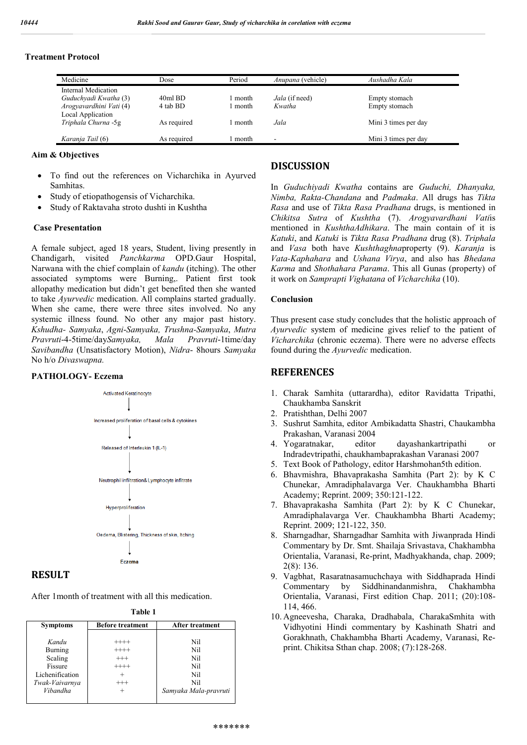**Treatment Protocol**

| Medicine | Dose | Period | *Anupana* (vehicle) | *Aushadha Kala* |
|---|---|---|---|---|
| Internal Medication | | | | |
| *Guduchyadi Kwatha* (3) | 40ml BD | 1 month | *Jala* (if need) | Empty stomach |
| *Arogyavardhini Vati* (4) | 4 tab BD | 1 month | *Kwatha* | Empty stomach |
| Local Application | | | | |
| *Triphala Churna* -5g | As required | 1 month | *Jala* | Mini 3 times per day |
| *Karanja Tail* (6) | As required | 1 month | - | Mini 3 times per day |

**Aim & Objectives**

- To find out the references on Vicharchika in Ayurved Samhitas.
- Study of etiopathogensis of Vicharchika.
- Study of Raktavaha stroto dushti in Kushtha

**Case Presentation**

A female subject, aged 18 years, Student, living presently in Chandigarh, visited *Panchkarma* OPD.Gaur Hospital, Narwana with the chief complain of *kandu* (itching). The other associated symptoms were Burning,. Patient first took allopathy medication but didn't get benefited then she wanted to take *Ayurvedic* medication. All complains started gradually. When she came, there were three sites involved. No any systemic illness found. No other any major past history. *Kshudha- Samyaka*, *Agni-Samyaka, Trushna-Samyaka*, *Mutra Pravruti*-4-5time/day*Samyaka, Mala Pravruti*-1time/day *Savibandha* (Unsatisfactory Motion), *Nidra*- 8hours *Samyaka* No h/o *Divaswapna.*

**PATHOLOGY- Eczema**

Activated Keratinocyte

Increased proliferation of basal cells & cytokines

Released of Interleukin 1 (IL-1)

Neutrophil infiltration& Lymphocyte infiltrate

Hyperproliferation

Oedema, Blistering, Thickness of skin, Itching

Eczema

## RESULT

After 1month of treatment with all this medication.

**Table 1**

| Symptoms | Before treatment | After treatment |
|---|---|---|
| *Kandu* | ++++ | Nil |
| Burning | ++++ | Nil |
| Scaling | +++ | Nil |
| Fissure | ++++ | Nil |
| Lichenification | + | Nil |
| *Twak-Vaivarnya* | +++ | Nil |
| *Vibandha* | + | *Samyaka Mala-pravruti* |

## DISCUSSION

In *Guduchiyadi Kwatha* contains are *Guduchi, Dhanyaka, Nimba, Rakta-Chandana* and *Padmaka*. All drugs has *Tikta Rasa* and use of *Tikta Rasa Pradhana* drugs, is mentioned in *Chikitsa Sutra* of *Kushtha* (7). *Arogyavardhani Vati*is mentioned in *KushthaAdhikara*. The main contain of it is *Katuki*, and *Katuki* is *Tikta Rasa Pradhana* drug (8). *Triphala* and *Vasa* both have *Kushthaghna*property (9). *Karanja* is *Vata-Kaphahara* and *Ushana Virya*, and also has *Bhedana Karma* and *Shothahara Parama*. This all *Gunas* (property) of it work on *Samprapti Vighatana* of *Vicharchika* (10).

**Conclusion**

Thus present case study concludes that the holistic approach of *Ayurvedic* system of medicine gives relief to the patient of *Vicharchika* (chronic eczema). There were no adverse effects found during the *Ayurvedic* medication.

## REFERENCES

1. Charak Samhita (uttarardha), editor Ravidatta Tripathi, Chaukhamba Sanskrit
2. Pratishthan, Delhi 2007
3. Sushrut Samhita, editor Ambikadatta Shastri, Chaukambha Prakashan, Varanasi 2004
4. Yogaratnakar, editor dayashankartripathi or Indradevtripathi, chaukhambaprakashan Varanasi 2007
5. Text Book of Pathology, editor Harshmohan5th edition.
6. Bhavmishra, Bhavaprakasha Samhita (Part 2): by K C Chunekar, Amradiphalavarga Ver. Chaukhambha Bharti Academy; Reprint. 2009; 350:121-122.
7. Bhavaprakasha Samhita (Part 2): by K C Chunekar, Amradiphalavarga Ver. Chaukhambha Bharti Academy; Reprint. 2009; 121-122, 350.
8. Sharngadhar, Sharngadhar Samhita with Jiwanprada Hindi Commentary by Dr. Smt. Shailaja Srivastava, Chakhambha Orientalia, Varanasi, Re-print, Madhyakhanda, chap. 2009; 2(8): 136.
9. Vagbhat, Rasaratnasamuchchaya with Siddhaprada Hindi Commentary by Siddhinandanmishra, Chakhambha Orientalia, Varanasi, First edition Chap. 2011; (20):108-114, 466.
10. Agneevesha, Charaka, Dradhabala, CharakaSmhita with Vidhyotini Hindi commentary by Kashinath Shatri and Gorakhnath, Chakhambha Bharti Academy, Varanasi, Re-print. Chikitsa Sthan chap. 2008; (7):128-268.

*******